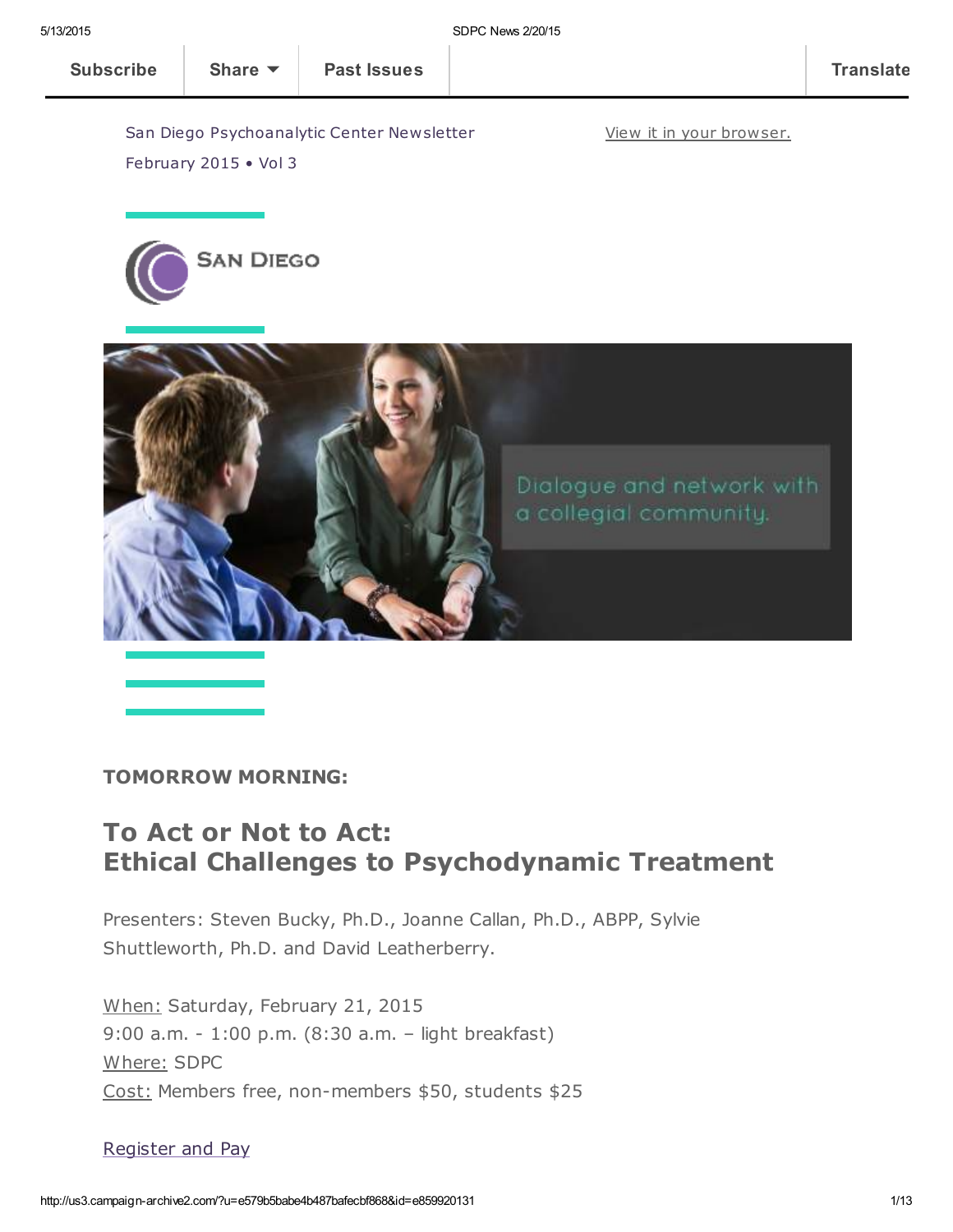Subscribe | Share | Past Issues | Translate

San Diego Psychoanalytic Center Newsletter
February 2015 • Vol 3

View it in your browser.

SAN DIEGO

Dialogue and network with a collegial community.

**TOMORROW MORNING:**

## To Act or Not to Act: Ethical Challenges to Psychodynamic Treatment

Presenters: Steven Bucky, Ph.D., Joanne Callan, Ph.D., ABPP, Sylvie Shuttleworth, Ph.D. and David Leatherberry.

When: Saturday, February 21, 2015
9:00 a.m. - 1:00 p.m. (8:30 a.m. – light breakfast)
Where: SDPC
Cost: Members free, non-members $50, students $25

Register and Pay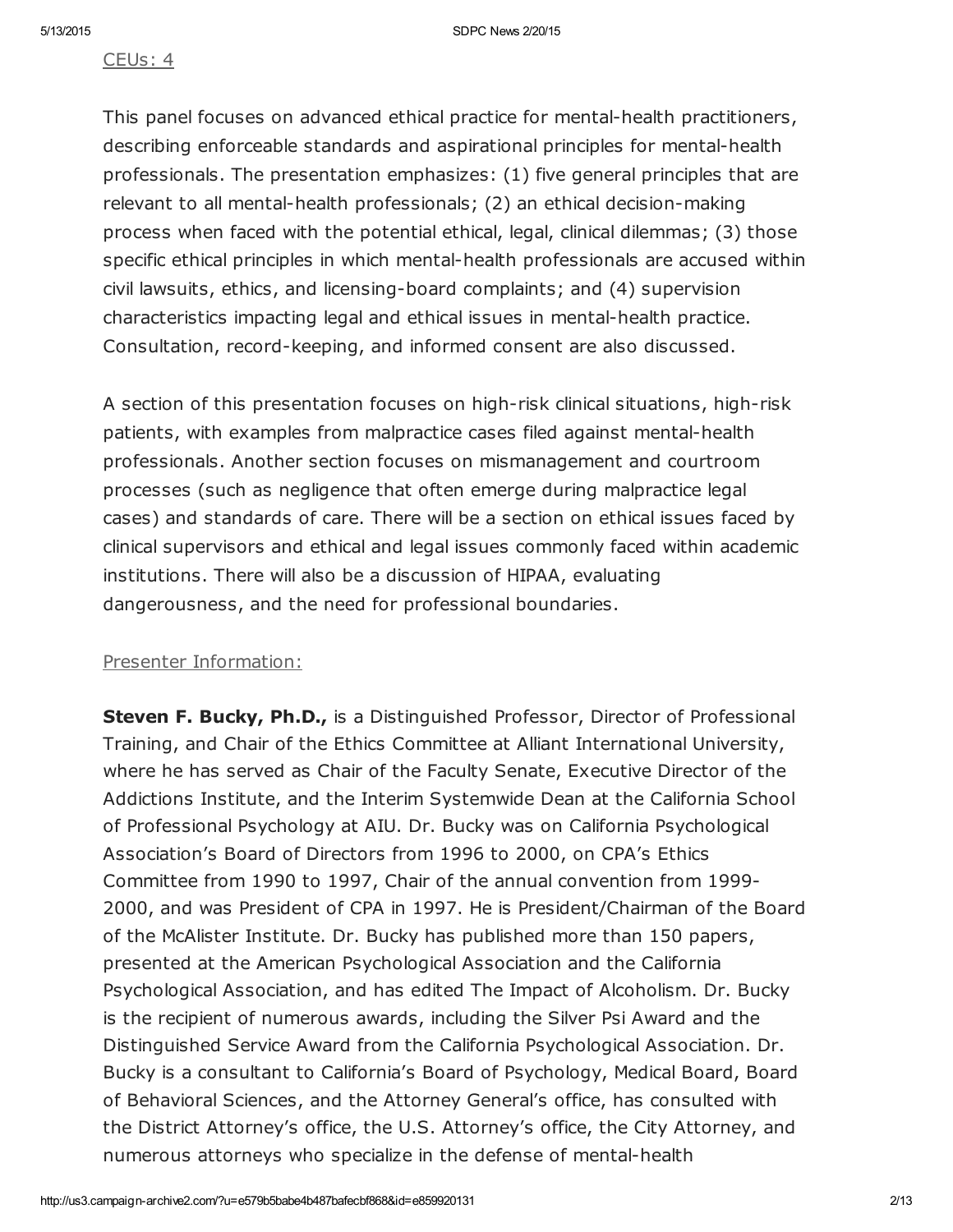CEUs: 4

This panel focuses on advanced ethical practice for mental-health practitioners, describing enforceable standards and aspirational principles for mental-health professionals. The presentation emphasizes: (1) five general principles that are relevant to all mental-health professionals; (2) an ethical decision-making process when faced with the potential ethical, legal, clinical dilemmas; (3) those specific ethical principles in which mental-health professionals are accused within civil lawsuits, ethics, and licensing-board complaints; and (4) supervision characteristics impacting legal and ethical issues in mental-health practice. Consultation, record-keeping, and informed consent are also discussed.

A section of this presentation focuses on high-risk clinical situations, high-risk patients, with examples from malpractice cases filed against mental-health professionals. Another section focuses on mismanagement and courtroom processes (such as negligence that often emerge during malpractice legal cases) and standards of care. There will be a section on ethical issues faced by clinical supervisors and ethical and legal issues commonly faced within academic institutions. There will also be a discussion of HIPAA, evaluating dangerousness, and the need for professional boundaries.

Presenter Information:

**Steven F. Bucky, Ph.D.,** is a Distinguished Professor, Director of Professional Training, and Chair of the Ethics Committee at Alliant International University, where he has served as Chair of the Faculty Senate, Executive Director of the Addictions Institute, and the Interim Systemwide Dean at the California School of Professional Psychology at AIU. Dr. Bucky was on California Psychological Association's Board of Directors from 1996 to 2000, on CPA's Ethics Committee from 1990 to 1997, Chair of the annual convention from 1999-2000, and was President of CPA in 1997. He is President/Chairman of the Board of the McAlister Institute. Dr. Bucky has published more than 150 papers, presented at the American Psychological Association and the California Psychological Association, and has edited The Impact of Alcoholism. Dr. Bucky is the recipient of numerous awards, including the Silver Psi Award and the Distinguished Service Award from the California Psychological Association. Dr. Bucky is a consultant to California's Board of Psychology, Medical Board, Board of Behavioral Sciences, and the Attorney General's office, has consulted with the District Attorney's office, the U.S. Attorney's office, the City Attorney, and numerous attorneys who specialize in the defense of mental-health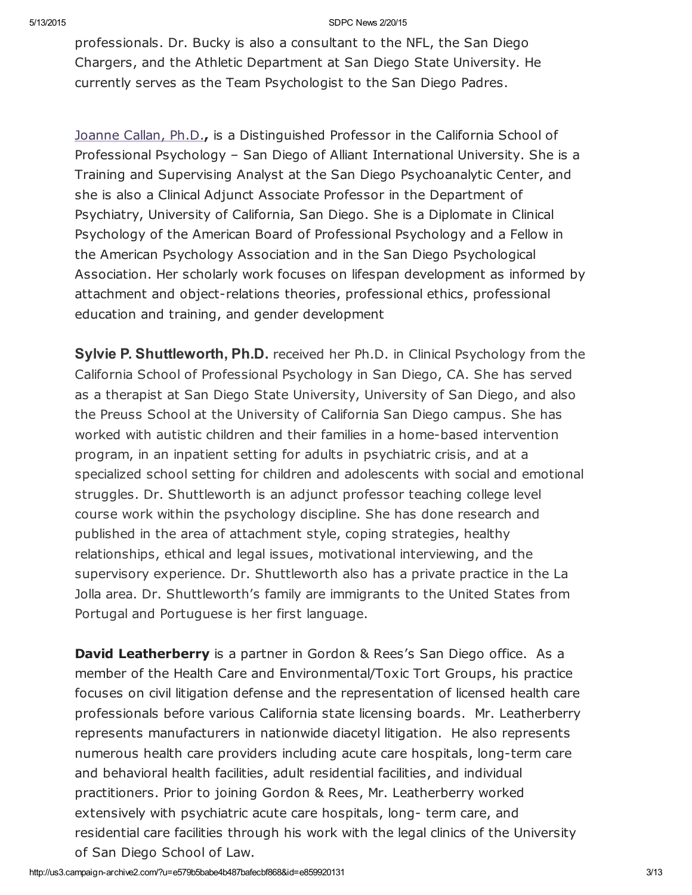professionals. Dr. Bucky is also a consultant to the NFL, the San Diego Chargers, and the Athletic Department at San Diego State University. He currently serves as the Team Psychologist to the San Diego Padres.

Joanne Callan, Ph.D., is a Distinguished Professor in the California School of Professional Psychology – San Diego of Alliant International University. She is a Training and Supervising Analyst at the San Diego Psychoanalytic Center, and she is also a Clinical Adjunct Associate Professor in the Department of Psychiatry, University of California, San Diego. She is a Diplomate in Clinical Psychology of the American Board of Professional Psychology and a Fellow in the American Psychology Association and in the San Diego Psychological Association. Her scholarly work focuses on lifespan development as informed by attachment and object-relations theories, professional ethics, professional education and training, and gender development

**Sylvie P. Shuttleworth, Ph.D.** received her Ph.D. in Clinical Psychology from the California School of Professional Psychology in San Diego, CA. She has served as a therapist at San Diego State University, University of San Diego, and also the Preuss School at the University of California San Diego campus. She has worked with autistic children and their families in a home-based intervention program, in an inpatient setting for adults in psychiatric crisis, and at a specialized school setting for children and adolescents with social and emotional struggles. Dr. Shuttleworth is an adjunct professor teaching college level course work within the psychology discipline. She has done research and published in the area of attachment style, coping strategies, healthy relationships, ethical and legal issues, motivational interviewing, and the supervisory experience. Dr. Shuttleworth also has a private practice in the La Jolla area. Dr. Shuttleworth's family are immigrants to the United States from Portugal and Portuguese is her first language.

**David Leatherberry** is a partner in Gordon & Rees's San Diego office. As a member of the Health Care and Environmental/Toxic Tort Groups, his practice focuses on civil litigation defense and the representation of licensed health care professionals before various California state licensing boards. Mr. Leatherberry represents manufacturers in nationwide diacetyl litigation. He also represents numerous health care providers including acute care hospitals, long-term care and behavioral health facilities, adult residential facilities, and individual practitioners. Prior to joining Gordon & Rees, Mr. Leatherberry worked extensively with psychiatric acute care hospitals, long- term care, and residential care facilities through his work with the legal clinics of the University of San Diego School of Law.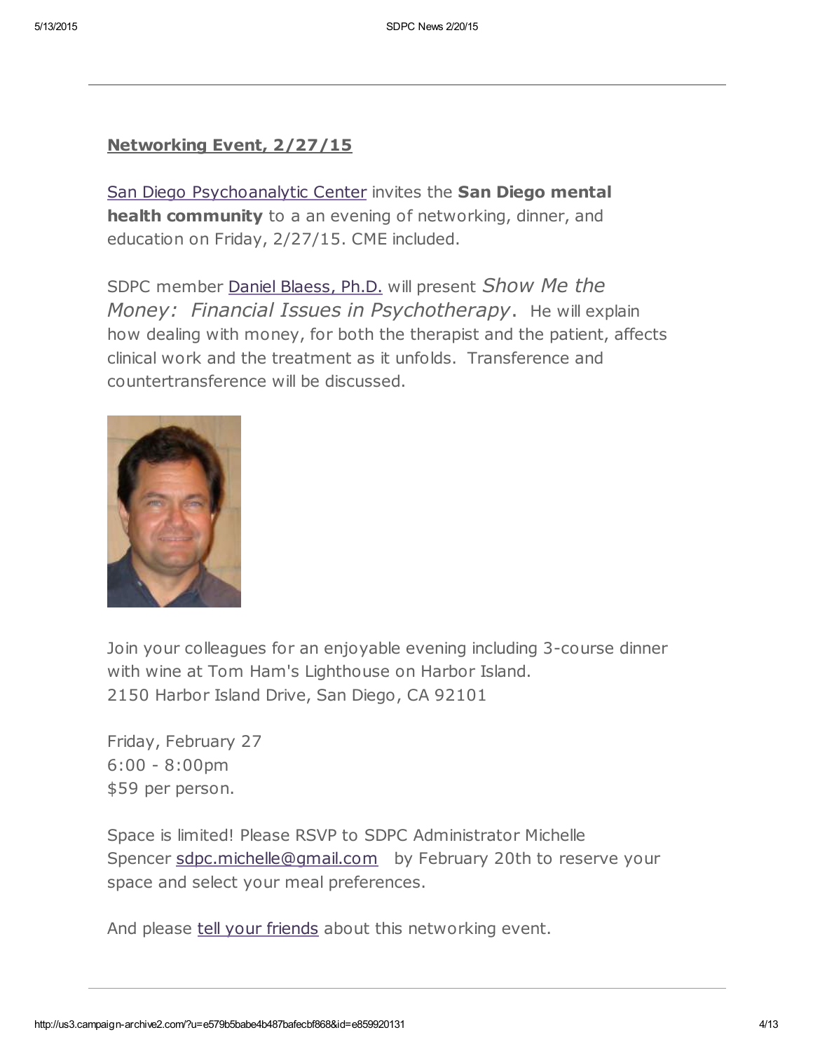---

**Networking Event, 2/27/15**

San Diego Psychoanalytic Center invites the **San Diego mental health community** to a an evening of networking, dinner, and education on Friday, 2/27/15. CME included.

SDPC member Daniel Blaess, Ph.D. will present *Show Me the Money: Financial Issues in Psychotherapy*. He will explain how dealing with money, for both the therapist and the patient, affects clinical work and the treatment as it unfolds. Transference and countertransference will be discussed.

Join your colleagues for an enjoyable evening including 3-course dinner with wine at Tom Ham's Lighthouse on Harbor Island.
2150 Harbor Island Drive, San Diego, CA 92101

Friday, February 27
6:00 - 8:00pm
$59 per person.

Space is limited! Please RSVP to SDPC Administrator Michelle Spencer sdpc.michelle@gmail.com by February 20th to reserve your space and select your meal preferences.

And please tell your friends about this networking event.

---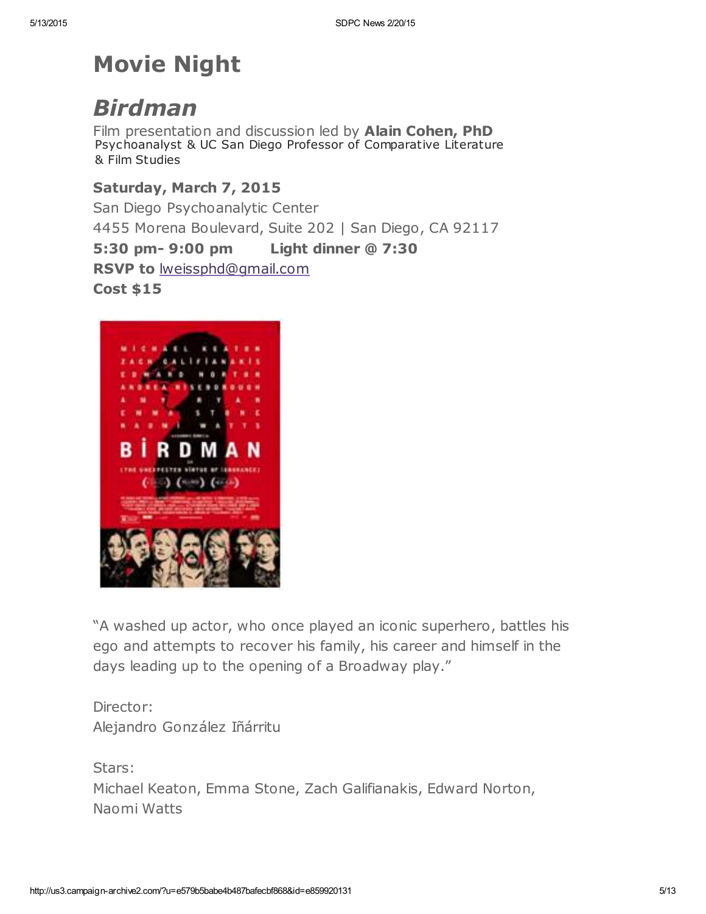# Movie Night

## *Birdman*

Film presentation and discussion led by **Alain Cohen, PhD**
Psychoanalyst & UC San Diego Professor of Comparative Literature & Film Studies

**Saturday, March 7, 2015**
San Diego Psychoanalytic Center
4455 Morena Boulevard, Suite 202 | San Diego, CA 92117
**5:30 pm- 9:00 pm Light dinner @ 7:30**
**RSVP to** lweissphd@gmail.com
**Cost $15**

"A washed up actor, who once played an iconic superhero, battles his ego and attempts to recover his family, his career and himself in the days leading up to the opening of a Broadway play."

Director:
Alejandro González Iñárritu

Stars:
Michael Keaton, Emma Stone, Zach Galifianakis, Edward Norton, Naomi Watts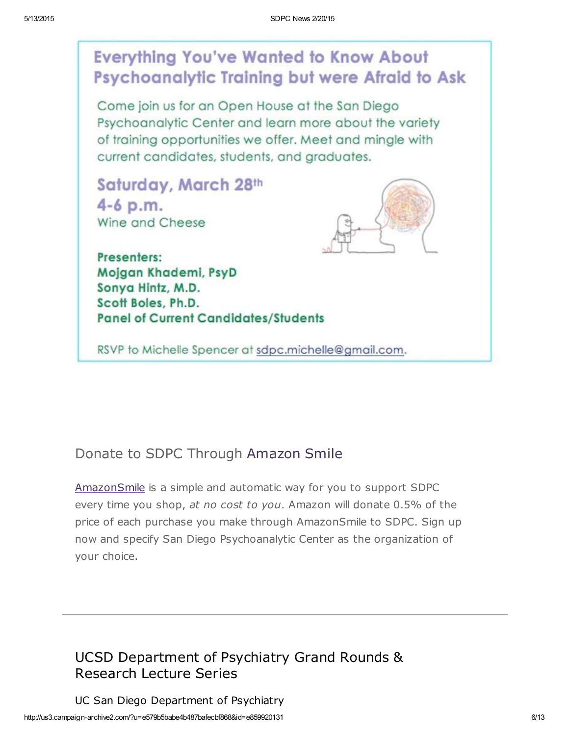## Everything You've Wanted to Know About Psychoanalytic Training but were Afraid to Ask

Come join us for an Open House at the San Diego Psychoanalytic Center and learn more about the variety of training opportunities we offer. Meet and mingle with current candidates, students, and graduates.

**Saturday, March 28th**
**4-6 p.m.**
Wine and Cheese

**Presenters:**
**Mojgan Khademi, PsyD**
**Sonya Hintz, M.D.**
**Scott Boles, Ph.D.**
**Panel of Current Candidates/Students**

RSVP to Michelle Spencer at sdpc.michelle@gmail.com.

## Donate to SDPC Through Amazon Smile

AmazonSmile is a simple and automatic way for you to support SDPC every time you shop, *at no cost to you*. Amazon will donate 0.5% of the price of each purchase you make through AmazonSmile to SDPC. Sign up now and specify San Diego Psychoanalytic Center as the organization of your choice.

---

## UCSD Department of Psychiatry Grand Rounds & Research Lecture Series

UC San Diego Department of Psychiatry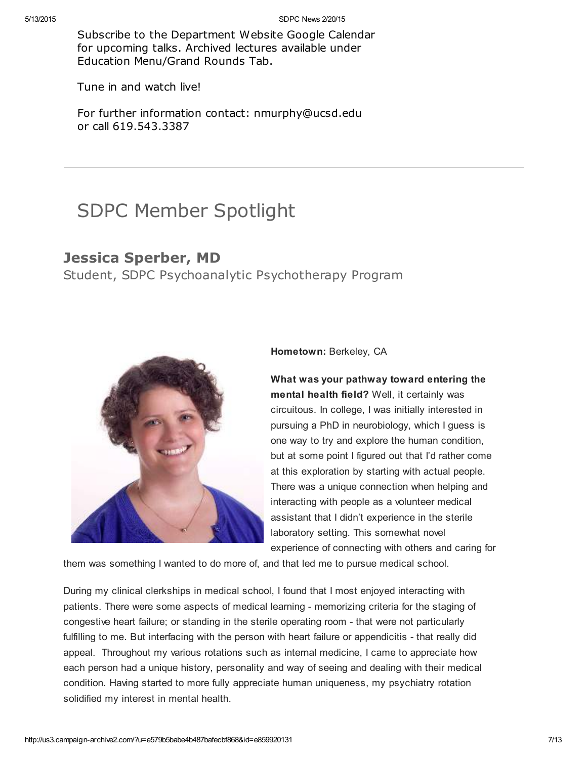Subscribe to the Department Website Google Calendar for upcoming talks. Archived lectures available under Education Menu/Grand Rounds Tab.

Tune in and watch live!

For further information contact: nmurphy@ucsd.edu or call 619.543.3387

---

# SDPC Member Spotlight

## Jessica Sperber, MD

Student, SDPC Psychoanalytic Psychotherapy Program

**Hometown:** Berkeley, CA

**What was your pathway toward entering the mental health field?** Well, it certainly was circuitous. In college, I was initially interested in pursuing a PhD in neurobiology, which I guess is one way to try and explore the human condition, but at some point I figured out that I'd rather come at this exploration by starting with actual people. There was a unique connection when helping and interacting with people as a volunteer medical assistant that I didn't experience in the sterile laboratory setting. This somewhat novel experience of connecting with others and caring for them was something I wanted to do more of, and that led me to pursue medical school.

During my clinical clerkships in medical school, I found that I most enjoyed interacting with patients. There were some aspects of medical learning - memorizing criteria for the staging of congestive heart failure; or standing in the sterile operating room - that were not particularly fulfilling to me. But interfacing with the person with heart failure or appendicitis - that really did appeal. Throughout my various rotations such as internal medicine, I came to appreciate how each person had a unique history, personality and way of seeing and dealing with their medical condition. Having started to more fully appreciate human uniqueness, my psychiatry rotation solidified my interest in mental health.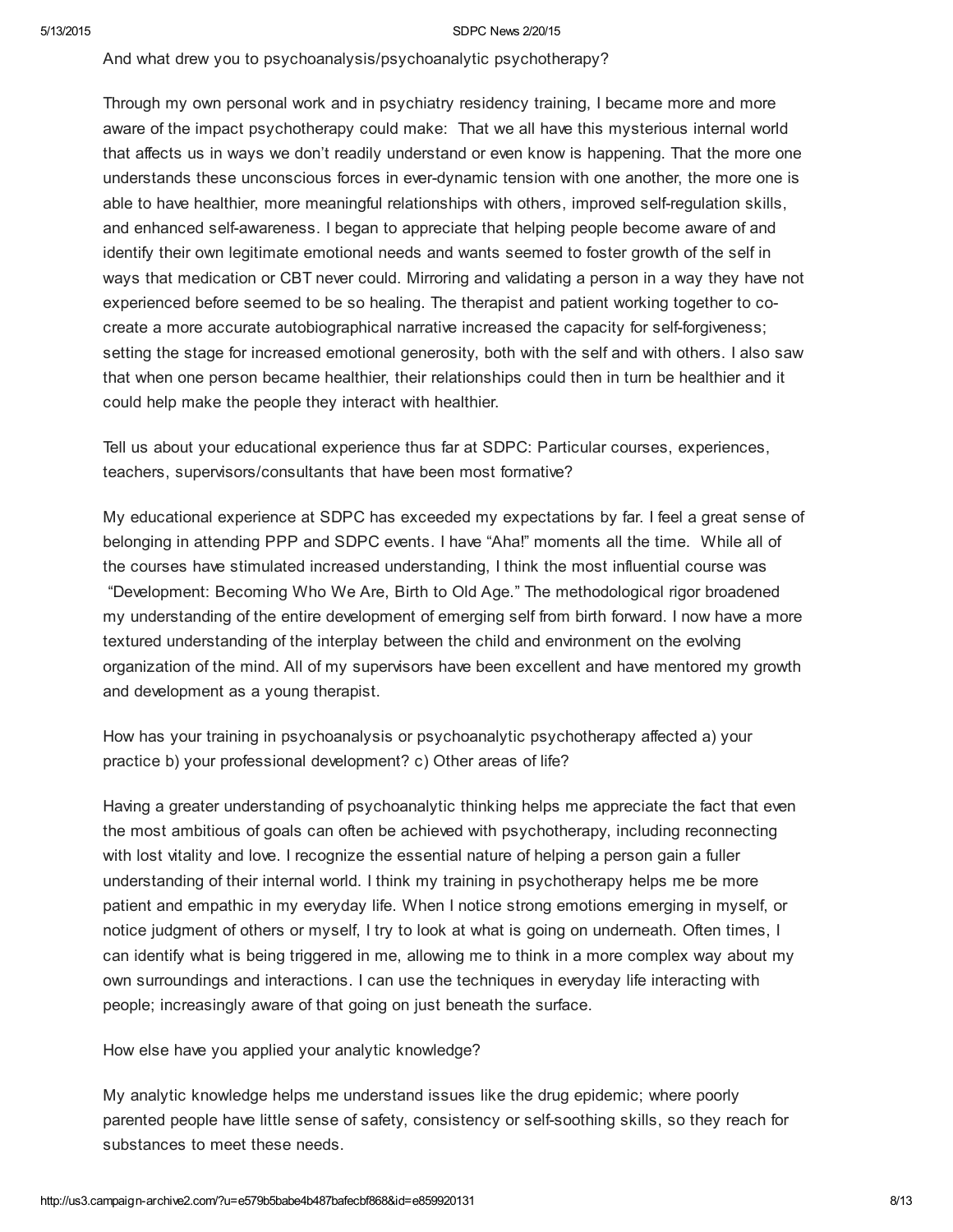And what drew you to psychoanalysis/psychoanalytic psychotherapy?

Through my own personal work and in psychiatry residency training, I became more and more aware of the impact psychotherapy could make: That we all have this mysterious internal world that affects us in ways we don't readily understand or even know is happening. That the more one understands these unconscious forces in ever-dynamic tension with one another, the more one is able to have healthier, more meaningful relationships with others, improved self-regulation skills, and enhanced self-awareness. I began to appreciate that helping people become aware of and identify their own legitimate emotional needs and wants seemed to foster growth of the self in ways that medication or CBT never could. Mirroring and validating a person in a way they have not experienced before seemed to be so healing. The therapist and patient working together to co-create a more accurate autobiographical narrative increased the capacity for self-forgiveness; setting the stage for increased emotional generosity, both with the self and with others. I also saw that when one person became healthier, their relationships could then in turn be healthier and it could help make the people they interact with healthier.

Tell us about your educational experience thus far at SDPC: Particular courses, experiences, teachers, supervisors/consultants that have been most formative?

My educational experience at SDPC has exceeded my expectations by far. I feel a great sense of belonging in attending PPP and SDPC events. I have "Aha!" moments all the time. While all of the courses have stimulated increased understanding, I think the most influential course was "Development: Becoming Who We Are, Birth to Old Age." The methodological rigor broadened my understanding of the entire development of emerging self from birth forward. I now have a more textured understanding of the interplay between the child and environment on the evolving organization of the mind. All of my supervisors have been excellent and have mentored my growth and development as a young therapist.

How has your training in psychoanalysis or psychoanalytic psychotherapy affected a) your practice b) your professional development? c) Other areas of life?

Having a greater understanding of psychoanalytic thinking helps me appreciate the fact that even the most ambitious of goals can often be achieved with psychotherapy, including reconnecting with lost vitality and love. I recognize the essential nature of helping a person gain a fuller understanding of their internal world. I think my training in psychotherapy helps me be more patient and empathic in my everyday life. When I notice strong emotions emerging in myself, or notice judgment of others or myself, I try to look at what is going on underneath. Often times, I can identify what is being triggered in me, allowing me to think in a more complex way about my own surroundings and interactions. I can use the techniques in everyday life interacting with people; increasingly aware of that going on just beneath the surface.

How else have you applied your analytic knowledge?

My analytic knowledge helps me understand issues like the drug epidemic; where poorly parented people have little sense of safety, consistency or self-soothing skills, so they reach for substances to meet these needs.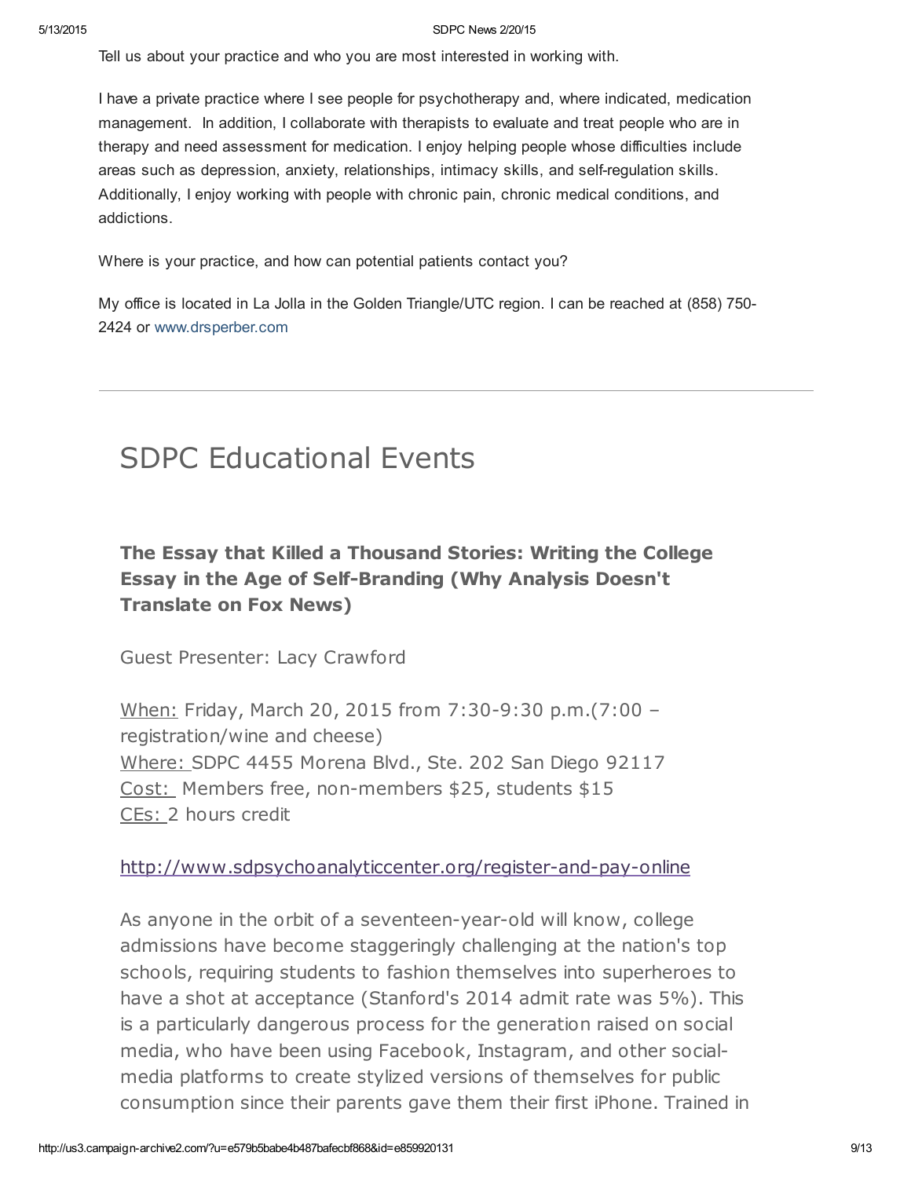Tell us about your practice and who you are most interested in working with.

I have a private practice where I see people for psychotherapy and, where indicated, medication management. In addition, I collaborate with therapists to evaluate and treat people who are in therapy and need assessment for medication. I enjoy helping people whose difficulties include areas such as depression, anxiety, relationships, intimacy skills, and self-regulation skills. Additionally, I enjoy working with people with chronic pain, chronic medical conditions, and addictions.

Where is your practice, and how can potential patients contact you?

My office is located in La Jolla in the Golden Triangle/UTC region. I can be reached at (858) 750-2424 or www.drsperber.com

---

# SDPC Educational Events

### The Essay that Killed a Thousand Stories: Writing the College Essay in the Age of Self-Branding (Why Analysis Doesn't Translate on Fox News)

Guest Presenter: Lacy Crawford

When: Friday, March 20, 2015 from 7:30-9:30 p.m.(7:00 – registration/wine and cheese)
Where: SDPC 4455 Morena Blvd., Ste. 202 San Diego 92117
Cost: Members free, non-members $25, students $15
CEs: 2 hours credit

http://www.sdpsychoanalyticcenter.org/register-and-pay-online

As anyone in the orbit of a seventeen-year-old will know, college admissions have become staggeringly challenging at the nation's top schools, requiring students to fashion themselves into superheroes to have a shot at acceptance (Stanford's 2014 admit rate was 5%). This is a particularly dangerous process for the generation raised on social media, who have been using Facebook, Instagram, and other social-media platforms to create stylized versions of themselves for public consumption since their parents gave them their first iPhone. Trained in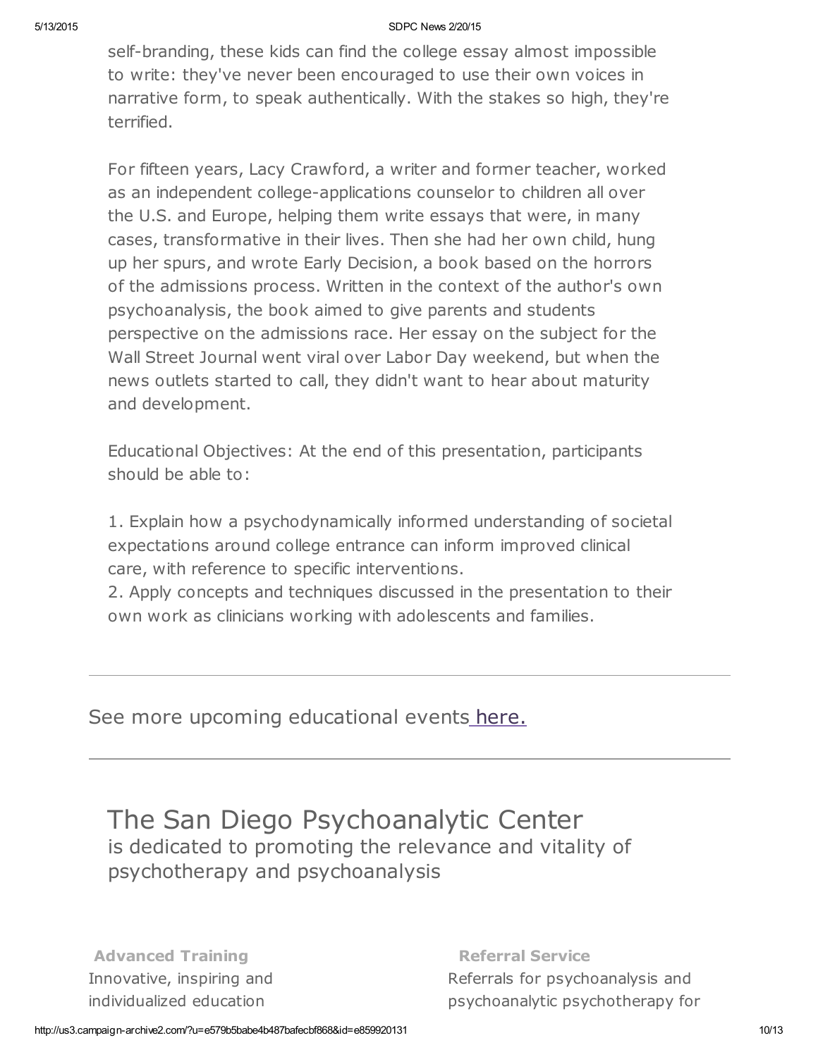self-branding, these kids can find the college essay almost impossible to write: they've never been encouraged to use their own voices in narrative form, to speak authentically. With the stakes so high, they're terrified.

For fifteen years, Lacy Crawford, a writer and former teacher, worked as an independent college-applications counselor to children all over the U.S. and Europe, helping them write essays that were, in many cases, transformative in their lives. Then she had her own child, hung up her spurs, and wrote Early Decision, a book based on the horrors of the admissions process. Written in the context of the author's own psychoanalysis, the book aimed to give parents and students perspective on the admissions race. Her essay on the subject for the Wall Street Journal went viral over Labor Day weekend, but when the news outlets started to call, they didn't want to hear about maturity and development.

Educational Objectives: At the end of this presentation, participants should be able to:

1. Explain how a psychodynamically informed understanding of societal expectations around college entrance can inform improved clinical care, with reference to specific interventions.
2. Apply concepts and techniques discussed in the presentation to their own work as clinicians working with adolescents and families.

---

See more upcoming educational events here.

---

# The San Diego Psychoanalytic Center

is dedicated to promoting the relevance and vitality of psychotherapy and psychoanalysis

**Advanced Training**

Innovative, inspiring and individualized education

**Referral Service**

Referrals for psychoanalysis and psychoanalytic psychotherapy for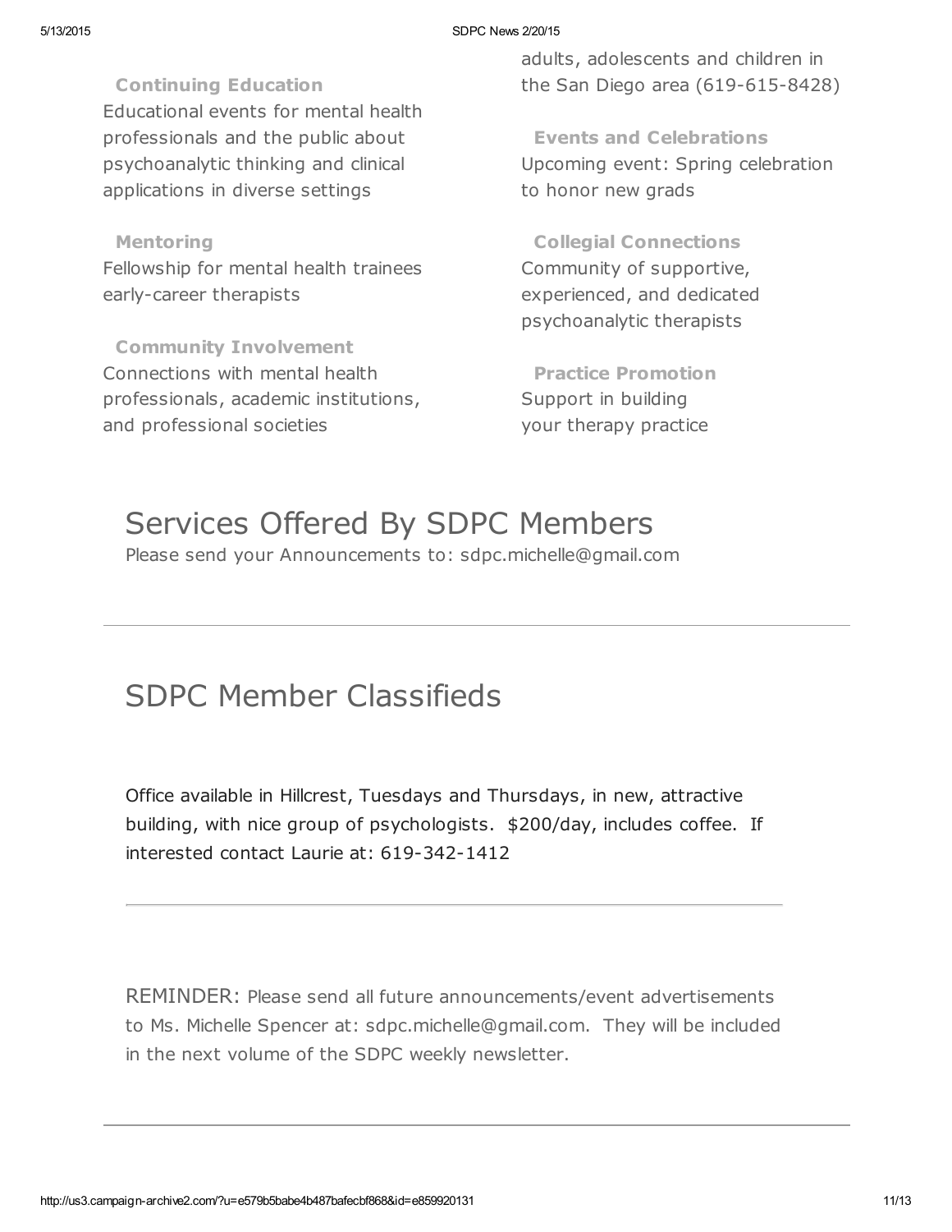adults, adolescents and children in the San Diego area (619-615-8428)

**Continuing Education**

Educational events for mental health professionals and the public about psychoanalytic thinking and clinical applications in diverse settings

**Mentoring**

Fellowship for mental health trainees early-career therapists

**Community Involvement**

Connections with mental health professionals, academic institutions, and professional societies

**Events and Celebrations**

Upcoming event: Spring celebration to honor new grads

**Collegial Connections**

Community of supportive, experienced, and dedicated psychoanalytic therapists

**Practice Promotion**

Support in building your therapy practice

# Services Offered By SDPC Members

Please send your Announcements to: sdpc.michelle@gmail.com

---

# SDPC Member Classifieds

Office available in Hillcrest, Tuesdays and Thursdays, in new, attractive building, with nice group of psychologists. $200/day, includes coffee. If interested contact Laurie at: 619-342-1412

---

REMINDER: Please send all future announcements/event advertisements to Ms. Michelle Spencer at: sdpc.michelle@gmail.com. They will be included in the next volume of the SDPC weekly newsletter.

---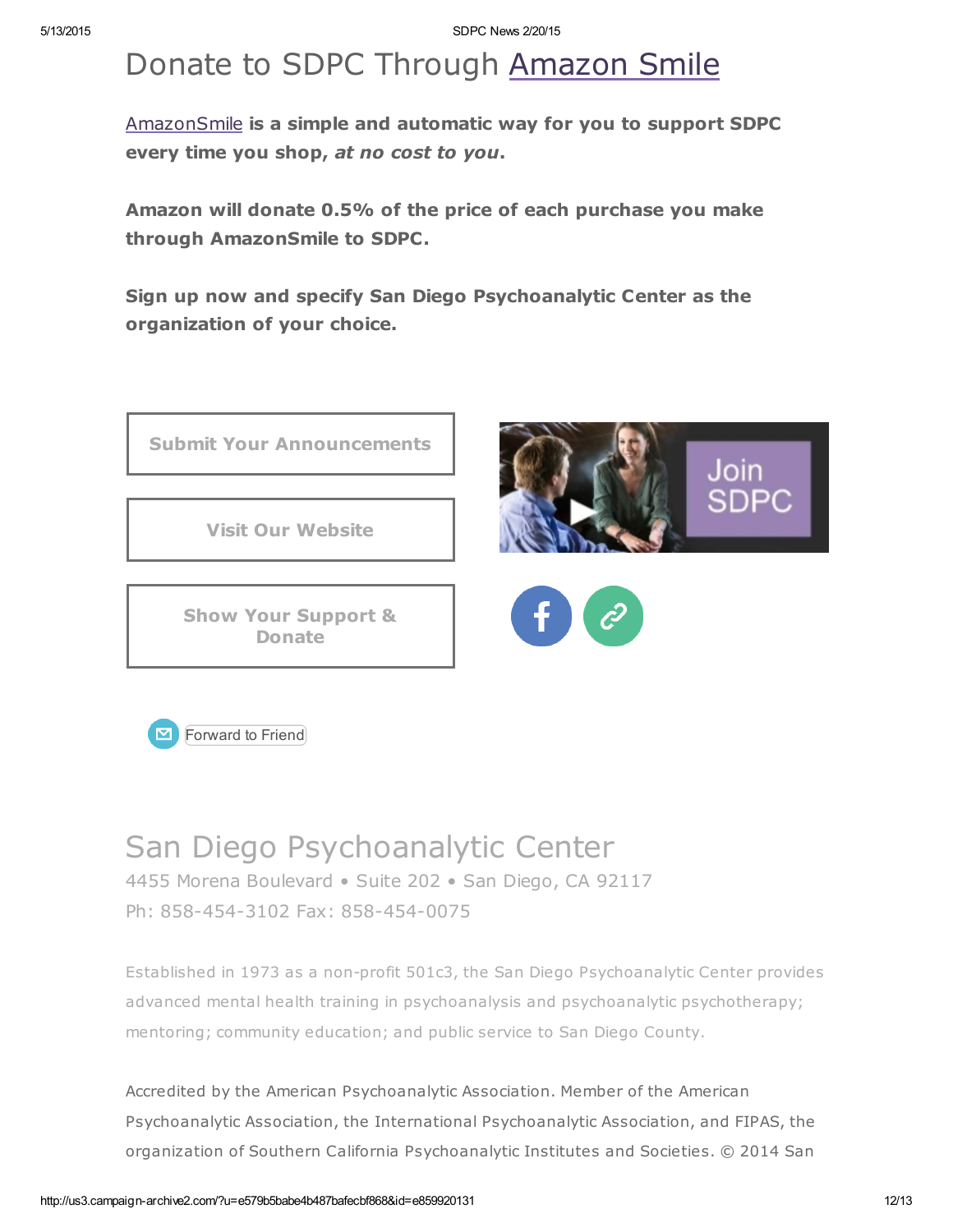# Donate to SDPC Through Amazon Smile

AmazonSmile **is a simple and automatic way for you to support SDPC every time you shop, *at no cost to you*.**

**Amazon will donate 0.5% of the price of each purchase you make through AmazonSmile to SDPC.**

**Sign up now and specify San Diego Psychoanalytic Center as the organization of your choice.**

**Submit Your Announcements**

**Visit Our Website**

**Show Your Support & Donate**

Join SDPC

Forward to Friend

## San Diego Psychoanalytic Center

4455 Morena Boulevard • Suite 202 • San Diego, CA 92117
Ph: 858-454-3102 Fax: 858-454-0075

Established in 1973 as a non-profit 501c3, the San Diego Psychoanalytic Center provides advanced mental health training in psychoanalysis and psychoanalytic psychotherapy; mentoring; community education; and public service to San Diego County.

Accredited by the American Psychoanalytic Association. Member of the American Psychoanalytic Association, the International Psychoanalytic Association, and FIPAS, the organization of Southern California Psychoanalytic Institutes and Societies. © 2014 San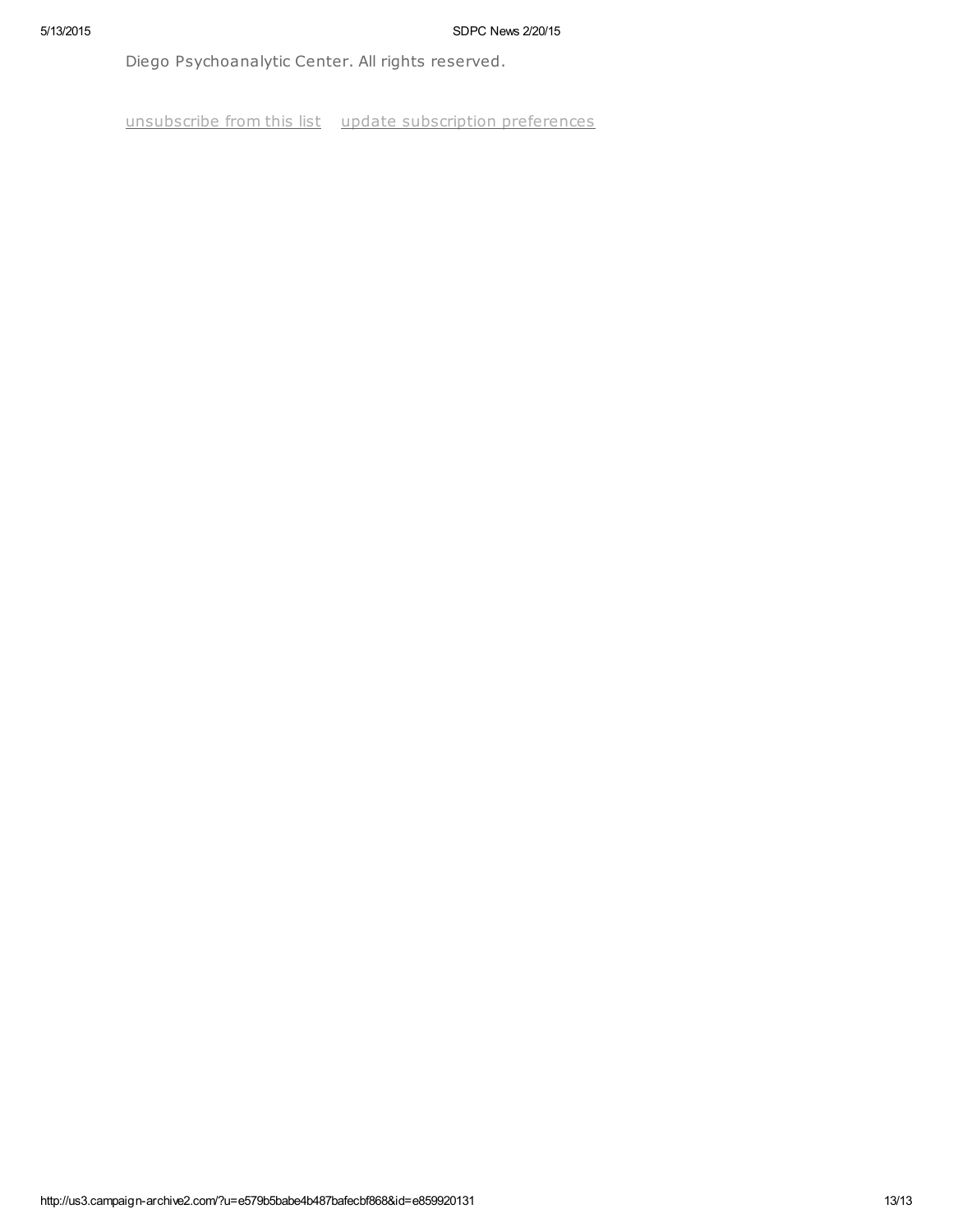Diego Psychoanalytic Center. All rights reserved.

unsubscribe from this list    update subscription preferences